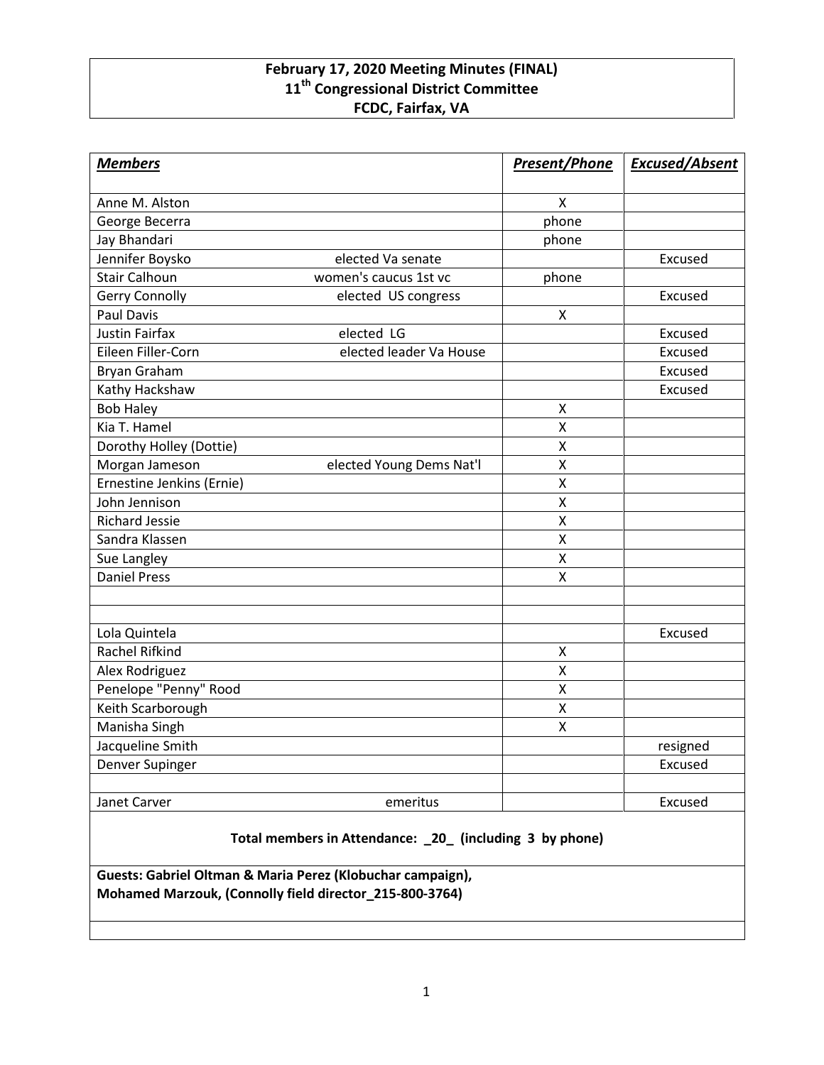**February 17, 2020 Meeting Minutes (FINAL)**
**11th Congressional District Committee**
**FCDC, Fairfax, VA**

| ***Members*** | | ***Present/Phone*** | ***Excused/Absent*** |
|---|---|---|---|
| Anne M. Alston | | X | |
| George Becerra | | phone | |
| Jay Bhandari | | phone | |
| Jennifer Boysko | elected Va senate | | Excused |
| Stair Calhoun | women's caucus 1st vc | phone | |
| Gerry Connolly | elected US congress | | Excused |
| Paul Davis | | X | |
| Justin Fairfax | elected LG | | Excused |
| Eileen Filler-Corn | elected leader Va House | | Excused |
| Bryan Graham | | | Excused |
| Kathy Hackshaw | | | Excused |
| Bob Haley | | X | |
| Kia T. Hamel | | X | |
| Dorothy Holley (Dottie) | | X | |
| Morgan Jameson | elected Young Dems Nat'l | X | |
| Ernestine Jenkins (Ernie) | | X | |
| John Jennison | | X | |
| Richard Jessie | | X | |
| Sandra Klassen | | X | |
| Sue Langley | | X | |
| Daniel Press | | X | |
| | | | |
| | | | |
| Lola Quintela | | | Excused |
| Rachel Rifkind | | X | |
| Alex Rodriguez | | X | |
| Penelope "Penny" Rood | | X | |
| Keith Scarborough | | X | |
| Manisha Singh | | X | |
| Jacqueline Smith | | | resigned |
| Denver Supinger | | | Excused |
| | | | |
| Janet Carver | emeritus | | Excused |

**Total members in Attendance: _20_ (including 3 by phone)**

**Guests: Gabriel Oltman & Maria Perez (Klobuchar campaign),**
**Mohamed Marzouk, (Connolly field director_215-800-3764)**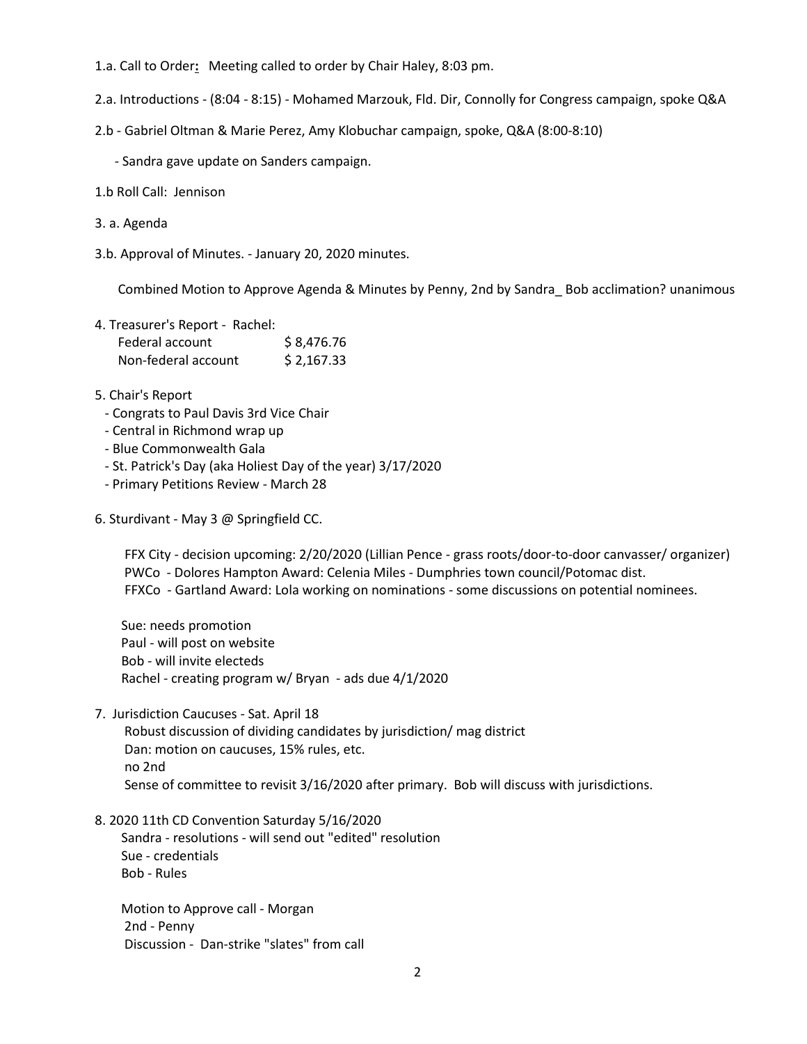1.a. Call to Order**:** Meeting called to order by Chair Haley, 8:03 pm.

2.a. Introductions - (8:04 - 8:15) - Mohamed Marzouk, Fld. Dir, Connolly for Congress campaign, spoke Q&A

2.b - Gabriel Oltman & Marie Perez, Amy Klobuchar campaign, spoke, Q&A (8:00-8:10)

- Sandra gave update on Sanders campaign.

1.b Roll Call: Jennison

3. a. Agenda

3.b. Approval of Minutes. - January 20, 2020 minutes.

Combined Motion to Approve Agenda & Minutes by Penny, 2nd by Sandra_ Bob acclimation? unanimous

4. Treasurer's Report - Rachel:

| | |
|---|---|
| Federal account | $ 8,476.76 |
| Non-federal account | $ 2,167.33 |

5. Chair's Report
   - Congrats to Paul Davis 3rd Vice Chair
   - Central in Richmond wrap up
   - Blue Commonwealth Gala
   - St. Patrick's Day (aka Holiest Day of the year) 3/17/2020
   - Primary Petitions Review - March 28

6. Sturdivant - May 3 @ Springfield CC.

   FFX City - decision upcoming: 2/20/2020 (Lillian Pence - grass roots/door-to-door canvasser/ organizer)
   PWCo - Dolores Hampton Award: Celenia Miles - Dumphries town council/Potomac dist.
   FFXCo - Gartland Award: Lola working on nominations - some discussions on potential nominees.

   Sue: needs promotion
   Paul - will post on website
   Bob - will invite electeds
   Rachel - creating program w/ Bryan - ads due 4/1/2020

7. Jurisdiction Caucuses - Sat. April 18
   Robust discussion of dividing candidates by jurisdiction/ mag district
   Dan: motion on caucuses, 15% rules, etc.
   no 2nd
   Sense of committee to revisit 3/16/2020 after primary. Bob will discuss with jurisdictions.

8. 2020 11th CD Convention Saturday 5/16/2020
   Sandra - resolutions - will send out "edited" resolution
   Sue - credentials
   Bob - Rules

   Motion to Approve call - Morgan
   2nd - Penny
   Discussion - Dan-strike "slates" from call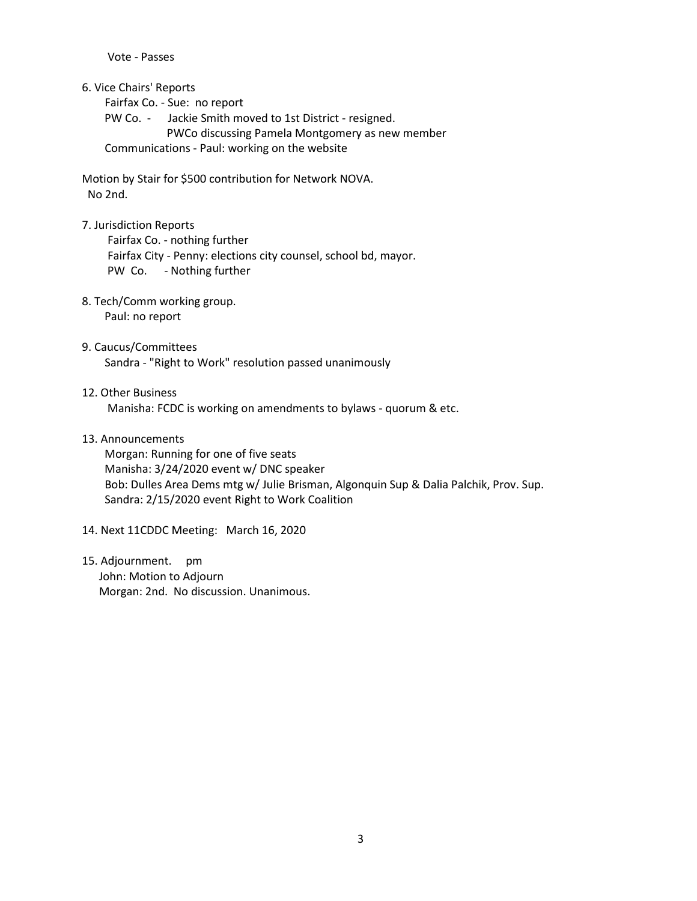Vote - Passes

6. Vice Chairs' Reports
   Fairfax Co. - Sue: no report
   PW Co. - Jackie Smith moved to 1st District - resigned.
   PWCo discussing Pamela Montgomery as new member
   Communications - Paul: working on the website

Motion by Stair for $500 contribution for Network NOVA.
No 2nd.

7. Jurisdiction Reports
   Fairfax Co. - nothing further
   Fairfax City - Penny: elections city counsel, school bd, mayor.
   PW Co. - Nothing further

8. Tech/Comm working group.
   Paul: no report

9. Caucus/Committees
   Sandra - "Right to Work" resolution passed unanimously

12. Other Business
    Manisha: FCDC is working on amendments to bylaws - quorum & etc.

13. Announcements
    Morgan: Running for one of five seats
    Manisha: 3/24/2020 event w/ DNC speaker
    Bob: Dulles Area Dems mtg w/ Julie Brisman, Algonquin Sup & Dalia Palchik, Prov. Sup.
    Sandra: 2/15/2020 event Right to Work Coalition

14. Next 11CDDC Meeting: March 16, 2020

15. Adjournment. pm
    John: Motion to Adjourn
    Morgan: 2nd. No discussion. Unanimous.